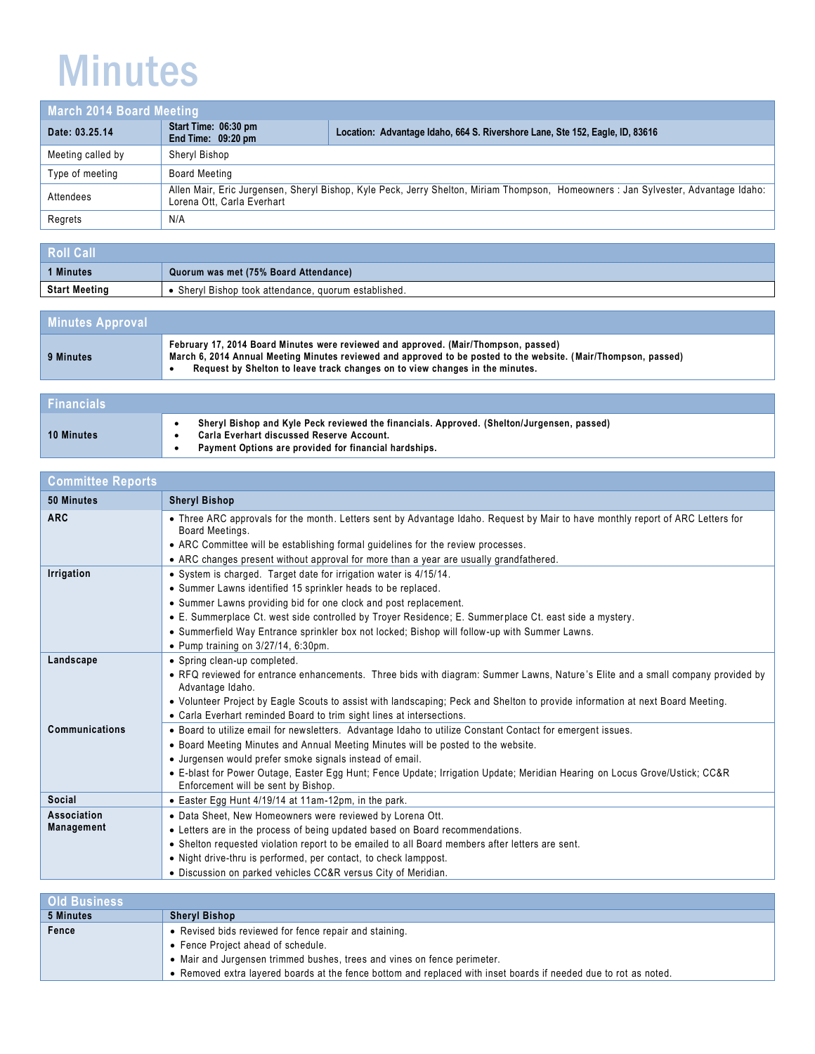# Minutes

## March 2014 Board Meeting

| Date: 03.25.14 | Start Time: 06:30 pm<br>End Time: 09:20 pm | Location: Advantage Idaho, 664 S. Rivershore Lane, Ste 152, Eagle, ID, 83616 |
|---|---|---|
| Meeting called by | Sheryl Bishop | |
| Type of meeting | Board Meeting | |
| Attendees | Allen Mair, Eric Jurgensen, Sheryl Bishop, Kyle Peck, Jerry Shelton, Miriam Thompson, Homeowners : Jan Sylvester, Advantage Idaho: Lorena Ott, Carla Everhart | |
| Regrets | N/A | |

## Roll Call

| 1 Minutes | Quorum was met (75% Board Attendance) |
|---|---|
| Start Meeting | • Sheryl Bishop took attendance, quorum established. |

## Minutes Approval

| 9 Minutes | **February 17, 2014 Board Minutes were reviewed and approved. (Mair/Thompson, passed)**<br>**March 6, 2014 Annual Meeting Minutes reviewed and approved to be posted to the website. (Mair/Thompson, passed)**<br>• **Request by Shelton to leave track changes on to view changes in the minutes.** |
|---|---|

## Financials

| 10 Minutes | • **Sheryl Bishop and Kyle Peck reviewed the financials. Approved. (Shelton/Jurgensen, passed)**<br>• **Carla Everhart discussed Reserve Account.**<br>• **Payment Options are provided for financial hardships.** |
|---|---|

## Committee Reports

| 50 Minutes | Sheryl Bishop |
|---|---|
| ARC | • Three ARC approvals for the month. Letters sent by Advantage Idaho. Request by Mair to have monthly report of ARC Letters for Board Meetings.<br>• ARC Committee will be establishing formal guidelines for the review processes.<br>• ARC changes present without approval for more than a year are usually grandfathered. |
| Irrigation | • System is charged. Target date for irrigation water is 4/15/14.<br>• Summer Lawns identified 15 sprinkler heads to be replaced.<br>• Summer Lawns providing bid for one clock and post replacement.<br>• E. Summerplace Ct. west side controlled by Troyer Residence; E. Summerplace Ct. east side a mystery.<br>• Summerfield Way Entrance sprinkler box not locked; Bishop will follow-up with Summer Lawns.<br>• Pump training on 3/27/14, 6:30pm. |
| Landscape | • Spring clean-up completed.<br>• RFQ reviewed for entrance enhancements. Three bids with diagram: Summer Lawns, Nature's Elite and a small company provided by Advantage Idaho.<br>• Volunteer Project by Eagle Scouts to assist with landscaping; Peck and Shelton to provide information at next Board Meeting.<br>• Carla Everhart reminded Board to trim sight lines at intersections. |
| Communications | • Board to utilize email for newsletters. Advantage Idaho to utilize Constant Contact for emergent issues.<br>• Board Meeting Minutes and Annual Meeting Minutes will be posted to the website.<br>• Jurgensen would prefer smoke signals instead of email.<br>• E-blast for Power Outage, Easter Egg Hunt; Fence Update; Irrigation Update; Meridian Hearing on Locus Grove/Ustick; CC&R Enforcement will be sent by Bishop. |
| Social | • Easter Egg Hunt 4/19/14 at 11am-12pm, in the park. |
| Association Management | • Data Sheet, New Homeowners were reviewed by Lorena Ott.<br>• Letters are in the process of being updated based on Board recommendations.<br>• Shelton requested violation report to be emailed to all Board members after letters are sent.<br>• Night drive-thru is performed, per contact, to check lamppost.<br>• Discussion on parked vehicles CC&R versus City of Meridian. |

## Old Business

| 5 Minutes | Sheryl Bishop |
|---|---|
| Fence | • Revised bids reviewed for fence repair and staining.<br>• Fence Project ahead of schedule.<br>• Mair and Jurgensen trimmed bushes, trees and vines on fence perimeter.<br>• Removed extra layered boards at the fence bottom and replaced with inset boards if needed due to rot as noted. |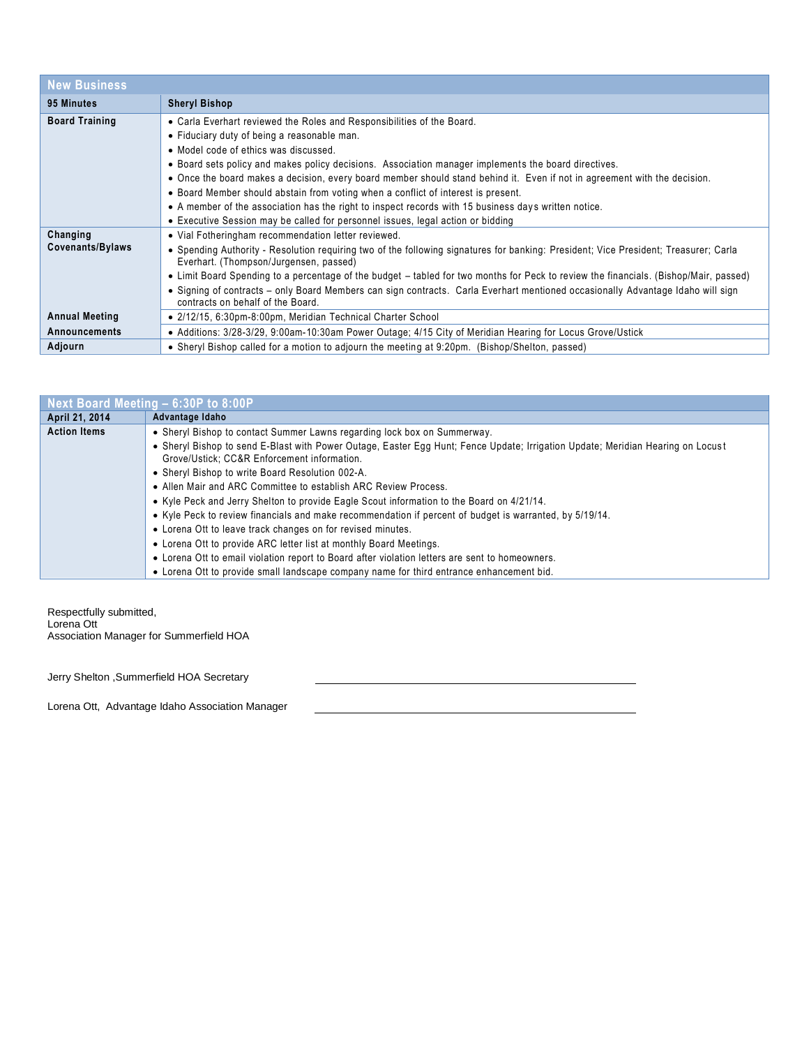| New Business | |
| --- | --- |
| **95 Minutes** | **Sheryl Bishop** |
| **Board Training** | • Carla Everhart reviewed the Roles and Responsibilities of the Board.<br>• Fiduciary duty of being a reasonable man.<br>• Model code of ethics was discussed.<br>• Board sets policy and makes policy decisions. Association manager implements the board directives.<br>• Once the board makes a decision, every board member should stand behind it. Even if not in agreement with the decision.<br>• Board Member should abstain from voting when a conflict of interest is present.<br>• A member of the association has the right to inspect records with 15 business days written notice.<br>• Executive Session may be called for personnel issues, legal action or bidding |
| **Changing Covenants/Bylaws** | • Vial Fotheringham recommendation letter reviewed.<br>• Spending Authority - Resolution requiring two of the following signatures for banking: President; Vice President; Treasurer; Carla Everhart. (Thompson/Jurgensen, passed)<br>• Limit Board Spending to a percentage of the budget – tabled for two months for Peck to review the financials. (Bishop/Mair, passed)<br>• Signing of contracts – only Board Members can sign contracts. Carla Everhart mentioned occasionally Advantage Idaho will sign contracts on behalf of the Board. |
| **Annual Meeting** | • 2/12/15, 6:30pm-8:00pm, Meridian Technical Charter School |
| **Announcements** | • Additions: 3/28-3/29, 9:00am-10:30am Power Outage; 4/15 City of Meridian Hearing for Locus Grove/Ustick |
| **Adjourn** | • Sheryl Bishop called for a motion to adjourn the meeting at 9:20pm. (Bishop/Shelton, passed) |

| Next Board Meeting – 6:30P to 8:00P | |
| --- | --- |
| **April 21, 2014** | **Advantage Idaho** |
| **Action Items** | • Sheryl Bishop to contact Summer Lawns regarding lock box on Summerway.<br>• Sheryl Bishop to send E-Blast with Power Outage, Easter Egg Hunt; Fence Update; Irrigation Update; Meridian Hearing on Locust Grove/Ustick; CC&R Enforcement information.<br>• Sheryl Bishop to write Board Resolution 002-A.<br>• Allen Mair and ARC Committee to establish ARC Review Process.<br>• Kyle Peck and Jerry Shelton to provide Eagle Scout information to the Board on 4/21/14.<br>• Kyle Peck to review financials and make recommendation if percent of budget is warranted, by 5/19/14.<br>• Lorena Ott to leave track changes on for revised minutes.<br>• Lorena Ott to provide ARC letter list at monthly Board Meetings.<br>• Lorena Ott to email violation report to Board after violation letters are sent to homeowners.<br>• Lorena Ott to provide small landscape company name for third entrance enhancement bid. |

Respectfully submitted,
Lorena Ott
Association Manager for Summerfield HOA

Jerry Shelton ,Summerfield HOA Secretary \_\_\_\_\_\_\_\_\_\_\_\_\_\_\_\_\_\_\_\_\_\_\_\_\_\_\_\_\_\_

Lorena Ott, Advantage Idaho Association Manager \_\_\_\_\_\_\_\_\_\_\_\_\_\_\_\_\_\_\_\_\_\_\_\_\_\_\_\_\_\_